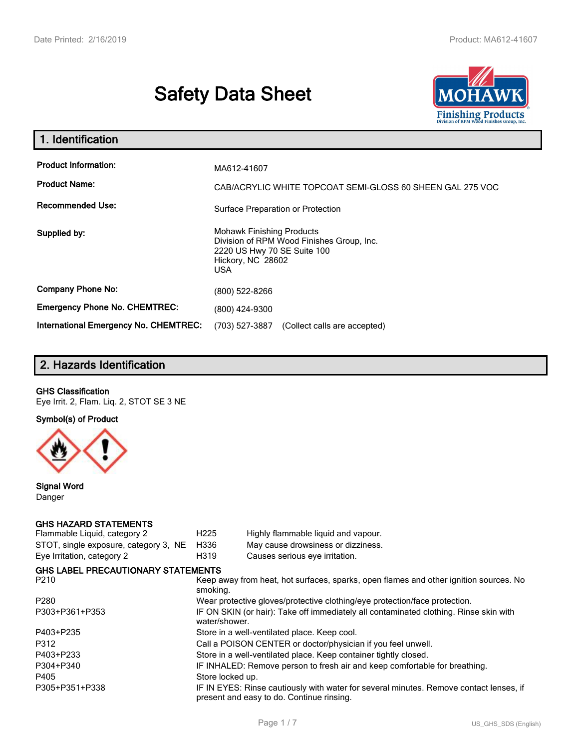# Safety Data Sheet

## 1. Identification

| | |
|---|---|
| **Product Information:** | MA612-41607 |
| **Product Name:** | CAB/ACRYLIC WHITE TOPCOAT SEMI-GLOSS 60 SHEEN GAL 275 VOC |
| **Recommended Use:** | Surface Preparation or Protection |
| **Supplied by:** | Mohawk Finishing Products<br>Division of RPM Wood Finishes Group, Inc.<br>2220 US Hwy 70 SE Suite 100<br>Hickory, NC 28602<br>USA |
| **Company Phone No:** | (800) 522-8266 |
| **Emergency Phone No. CHEMTREC:** | (800) 424-9300 |
| **International Emergency No. CHEMTREC:** | (703) 527-3887 (Collect calls are accepted) |

## 2. Hazards Identification

**GHS Classification**

Eye Irrit. 2, Flam. Liq. 2, STOT SE 3 NE

**Symbol(s) of Product**

**Signal Word**

Danger

**GHS HAZARD STATEMENTS**

| | | |
|---|---|---|
| Flammable Liquid, category 2 | H225 | Highly flammable liquid and vapour. |
| STOT, single exposure, category 3, NE | H336 | May cause drowsiness or dizziness. |
| Eye Irritation, category 2 | H319 | Causes serious eye irritation. |

**GHS LABEL PRECAUTIONARY STATEMENTS**

| | |
|---|---|
| P210 | Keep away from heat, hot surfaces, sparks, open flames and other ignition sources. No smoking. |
| P280 | Wear protective gloves/protective clothing/eye protection/face protection. |
| P303+P361+P353 | IF ON SKIN (or hair): Take off immediately all contaminated clothing. Rinse skin with water/shower. |
| P403+P235 | Store in a well-ventilated place. Keep cool. |
| P312 | Call a POISON CENTER or doctor/physician if you feel unwell. |
| P403+P233 | Store in a well-ventilated place. Keep container tightly closed. |
| P304+P340 | IF INHALED: Remove person to fresh air and keep comfortable for breathing. |
| P405 | Store locked up. |
| P305+P351+P338 | IF IN EYES: Rinse cautiously with water for several minutes. Remove contact lenses, if present and easy to do. Continue rinsing. |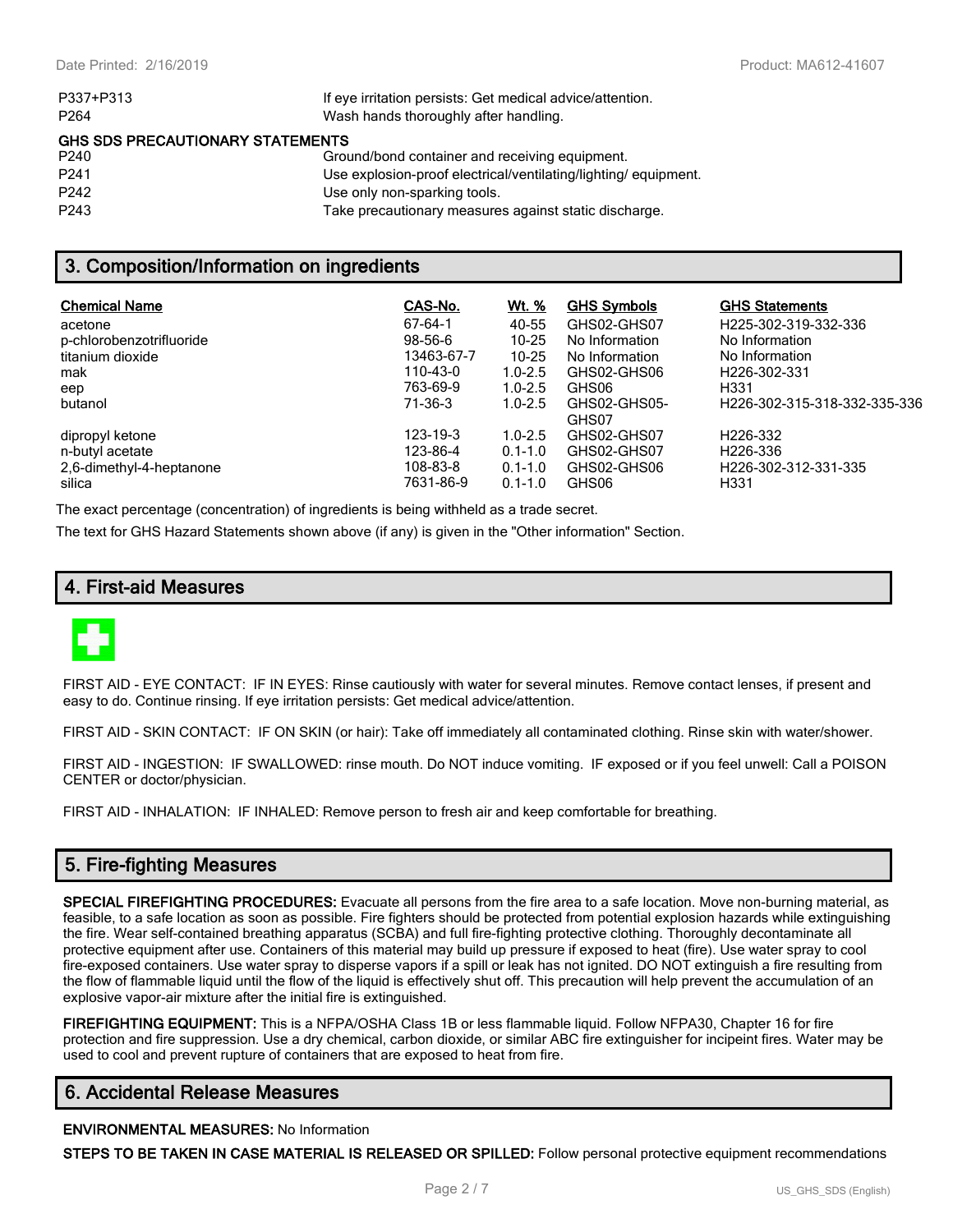| | |
|---|---|
| P337+P313 | If eye irritation persists: Get medical advice/attention. |
| P264 | Wash hands thoroughly after handling. |

**GHS SDS PRECAUTIONARY STATEMENTS**

| | |
|---|---|
| P240 | Ground/bond container and receiving equipment. |
| P241 | Use explosion-proof electrical/ventilating/lighting/ equipment. |
| P242 | Use only non-sparking tools. |
| P243 | Take precautionary measures against static discharge. |

## 3. Composition/Information on ingredients

| Chemical Name | CAS-No. | Wt. % | GHS Symbols | GHS Statements |
|---|---|---|---|---|
| acetone | 67-64-1 | 40-55 | GHS02-GHS07 | H225-302-319-332-336 |
| p-chlorobenzotrifluoride | 98-56-6 | 10-25 | No Information | No Information |
| titanium dioxide | 13463-67-7 | 10-25 | No Information | No Information |
| mak | 110-43-0 | 1.0-2.5 | GHS02-GHS06 | H226-302-331 |
| eep | 763-69-9 | 1.0-2.5 | GHS06 | H331 |
| butanol | 71-36-3 | 1.0-2.5 | GHS02-GHS05-GHS07 | H226-302-315-318-332-335-336 |
| dipropyl ketone | 123-19-3 | 1.0-2.5 | GHS02-GHS07 | H226-332 |
| n-butyl acetate | 123-86-4 | 0.1-1.0 | GHS02-GHS07 | H226-336 |
| 2,6-dimethyl-4-heptanone | 108-83-8 | 0.1-1.0 | GHS02-GHS06 | H226-302-312-331-335 |
| silica | 7631-86-9 | 0.1-1.0 | GHS06 | H331 |

The exact percentage (concentration) of ingredients is being withheld as a trade secret.

The text for GHS Hazard Statements shown above (if any) is given in the "Other information" Section.

## 4. First-aid Measures

FIRST AID - EYE CONTACT: IF IN EYES: Rinse cautiously with water for several minutes. Remove contact lenses, if present and easy to do. Continue rinsing. If eye irritation persists: Get medical advice/attention.

FIRST AID - SKIN CONTACT: IF ON SKIN (or hair): Take off immediately all contaminated clothing. Rinse skin with water/shower.

FIRST AID - INGESTION: IF SWALLOWED: rinse mouth. Do NOT induce vomiting. IF exposed or if you feel unwell: Call a POISON CENTER or doctor/physician.

FIRST AID - INHALATION: IF INHALED: Remove person to fresh air and keep comfortable for breathing.

## 5. Fire-fighting Measures

**SPECIAL FIREFIGHTING PROCEDURES:** Evacuate all persons from the fire area to a safe location. Move non-burning material, as feasible, to a safe location as soon as possible. Fire fighters should be protected from potential explosion hazards while extinguishing the fire. Wear self-contained breathing apparatus (SCBA) and full fire-fighting protective clothing. Thoroughly decontaminate all protective equipment after use. Containers of this material may build up pressure if exposed to heat (fire). Use water spray to cool fire-exposed containers. Use water spray to disperse vapors if a spill or leak has not ignited. DO NOT extinguish a fire resulting from the flow of flammable liquid until the flow of the liquid is effectively shut off. This precaution will help prevent the accumulation of an explosive vapor-air mixture after the initial fire is extinguished.

**FIREFIGHTING EQUIPMENT:** This is a NFPA/OSHA Class 1B or less flammable liquid. Follow NFPA30, Chapter 16 for fire protection and fire suppression. Use a dry chemical, carbon dioxide, or similar ABC fire extinguisher for incipeint fires. Water may be used to cool and prevent rupture of containers that are exposed to heat from fire.

## 6. Accidental Release Measures

**ENVIRONMENTAL MEASURES:** No Information

**STEPS TO BE TAKEN IN CASE MATERIAL IS RELEASED OR SPILLED:** Follow personal protective equipment recommendations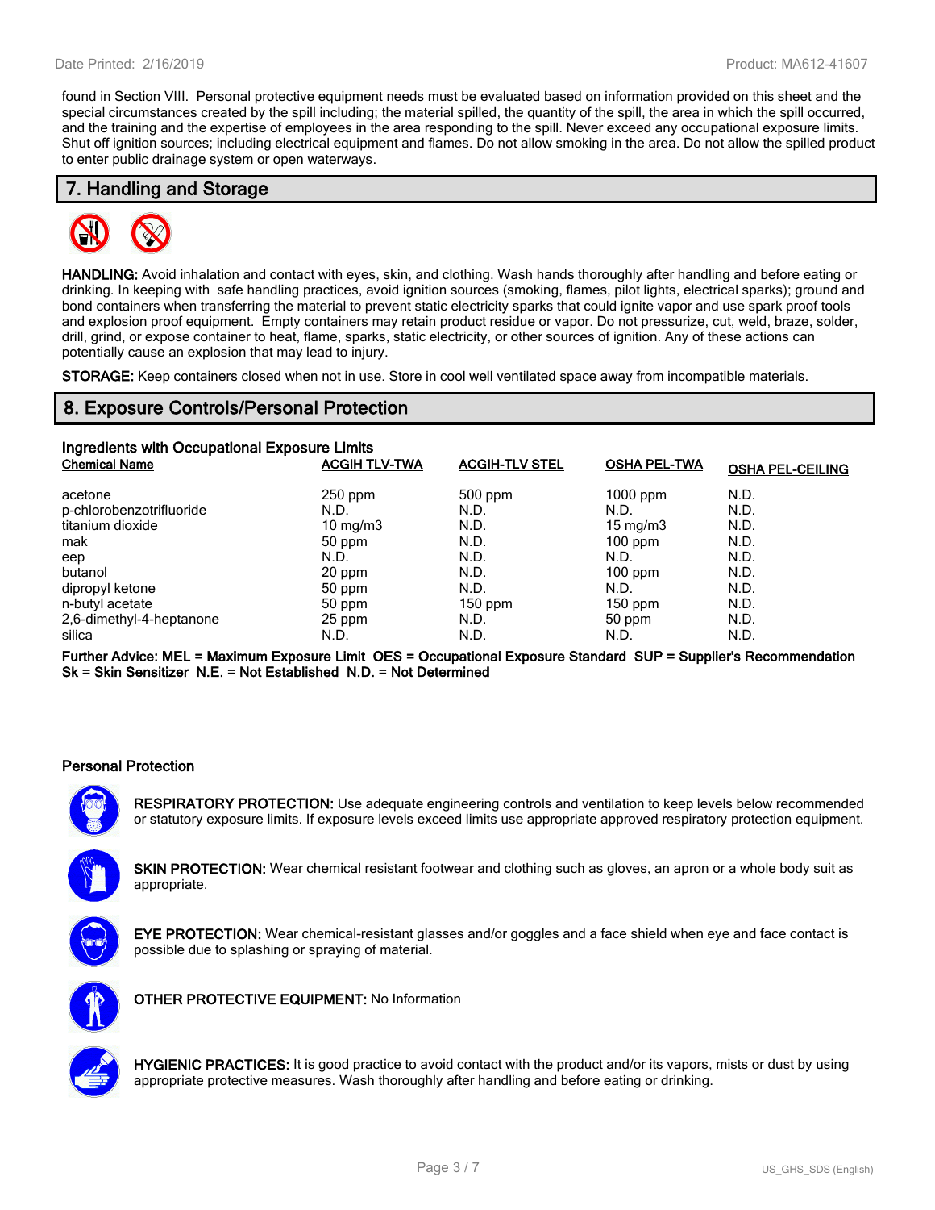found in Section VIII. Personal protective equipment needs must be evaluated based on information provided on this sheet and the special circumstances created by the spill including; the material spilled, the quantity of the spill, the area in which the spill occurred, and the training and the expertise of employees in the area responding to the spill. Never exceed any occupational exposure limits. Shut off ignition sources; including electrical equipment and flames. Do not allow smoking in the area. Do not allow the spilled product to enter public drainage system or open waterways.

## 7. Handling and Storage

**HANDLING:** Avoid inhalation and contact with eyes, skin, and clothing. Wash hands thoroughly after handling and before eating or drinking. In keeping with safe handling practices, avoid ignition sources (smoking, flames, pilot lights, electrical sparks); ground and bond containers when transferring the material to prevent static electricity sparks that could ignite vapor and use spark proof tools and explosion proof equipment. Empty containers may retain product residue or vapor. Do not pressurize, cut, weld, braze, solder, drill, grind, or expose container to heat, flame, sparks, static electricity, or other sources of ignition. Any of these actions can potentially cause an explosion that may lead to injury.

**STORAGE:** Keep containers closed when not in use. Store in cool well ventilated space away from incompatible materials.

## 8. Exposure Controls/Personal Protection

### Ingredients with Occupational Exposure Limits

| Chemical Name | ACGIH TLV-TWA | ACGIH-TLV STEL | OSHA PEL-TWA | OSHA PEL-CEILING |
|---|---|---|---|---|
| acetone | 250 ppm | 500 ppm | 1000 ppm | N.D. |
| p-chlorobenzotrifluoride | N.D. | N.D. | N.D. | N.D. |
| titanium dioxide | 10 mg/m3 | N.D. | 15 mg/m3 | N.D. |
| mak | 50 ppm | N.D. | 100 ppm | N.D. |
| eep | N.D. | N.D. | N.D. | N.D. |
| butanol | 20 ppm | N.D. | 100 ppm | N.D. |
| dipropyl ketone | 50 ppm | N.D. | N.D. | N.D. |
| n-butyl acetate | 50 ppm | 150 ppm | 150 ppm | N.D. |
| 2,6-dimethyl-4-heptanone | 25 ppm | N.D. | 50 ppm | N.D. |
| silica | N.D. | N.D. | N.D. | N.D. |

**Further Advice: MEL = Maximum Exposure Limit OES = Occupational Exposure Standard SUP = Supplier's Recommendation Sk = Skin Sensitizer N.E. = Not Established N.D. = Not Determined**

### Personal Protection

**RESPIRATORY PROTECTION:** Use adequate engineering controls and ventilation to keep levels below recommended or statutory exposure limits. If exposure levels exceed limits use appropriate approved respiratory protection equipment.

**SKIN PROTECTION:** Wear chemical resistant footwear and clothing such as gloves, an apron or a whole body suit as appropriate.

**EYE PROTECTION:** Wear chemical-resistant glasses and/or goggles and a face shield when eye and face contact is possible due to splashing or spraying of material.

**OTHER PROTECTIVE EQUIPMENT:** No Information

**HYGIENIC PRACTICES:** It is good practice to avoid contact with the product and/or its vapors, mists or dust by using appropriate protective measures. Wash thoroughly after handling and before eating or drinking.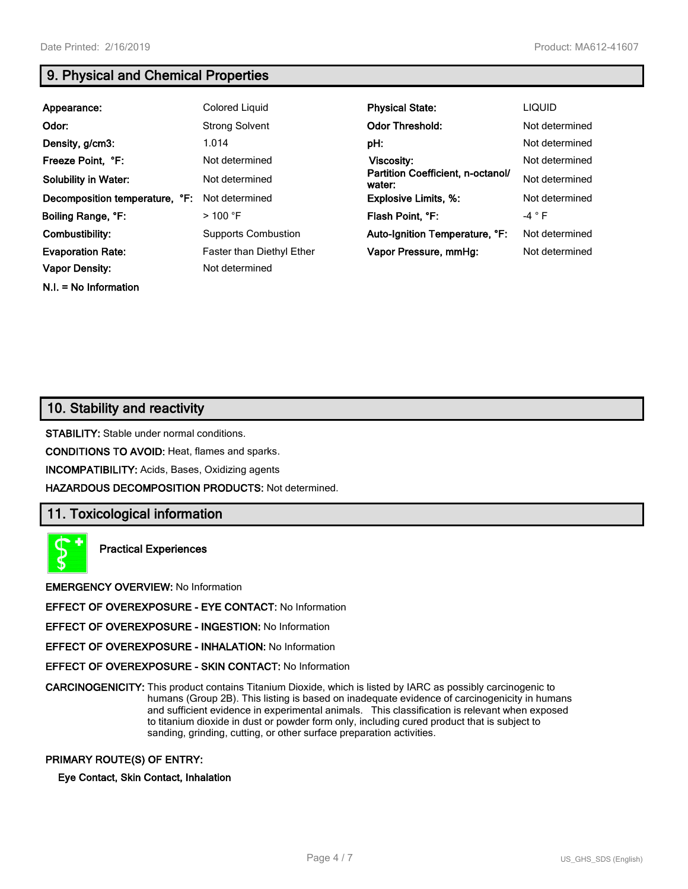## 9. Physical and Chemical Properties

| | | | |
|---|---|---|---|
| **Appearance:** | Colored Liquid | **Physical State:** | LIQUID |
| **Odor:** | Strong Solvent | **Odor Threshold:** | Not determined |
| **Density, g/cm3:** | 1.014 | **pH:** | Not determined |
| **Freeze Point, °F:** | Not determined | **Viscosity:** | Not determined |
| **Solubility in Water:** | Not determined | **Partition Coefficient, n-octanol/ water:** | Not determined |
| **Decomposition temperature, °F:** | Not determined | **Explosive Limits, %:** | Not determined |
| **Boiling Range, °F:** | > 100 °F | **Flash Point, °F:** | -4 ° F |
| **Combustibility:** | Supports Combustion | **Auto-Ignition Temperature, °F:** | Not determined |
| **Evaporation Rate:** | Faster than Diethyl Ether | **Vapor Pressure, mmHg:** | Not determined |
| **Vapor Density:** | Not determined | | |

**N.I. = No Information**

## 10. Stability and reactivity

**STABILITY:** Stable under normal conditions.

**CONDITIONS TO AVOID:** Heat, flames and sparks.

**INCOMPATIBILITY:** Acids, Bases, Oxidizing agents

**HAZARDOUS DECOMPOSITION PRODUCTS:** Not determined.

## 11. Toxicological information

**Practical Experiences**

**EMERGENCY OVERVIEW:** No Information

**EFFECT OF OVEREXPOSURE - EYE CONTACT:** No Information

**EFFECT OF OVEREXPOSURE - INGESTION:** No Information

**EFFECT OF OVEREXPOSURE - INHALATION:** No Information

**EFFECT OF OVEREXPOSURE - SKIN CONTACT:** No Information

**CARCINOGENICITY:** This product contains Titanium Dioxide, which is listed by IARC as possibly carcinogenic to humans (Group 2B). This listing is based on inadequate evidence of carcinogenicity in humans and sufficient evidence in experimental animals. This classification is relevant when exposed to titanium dioxide in dust or powder form only, including cured product that is subject to sanding, grinding, cutting, or other surface preparation activities.

**PRIMARY ROUTE(S) OF ENTRY:**

**Eye Contact, Skin Contact, Inhalation**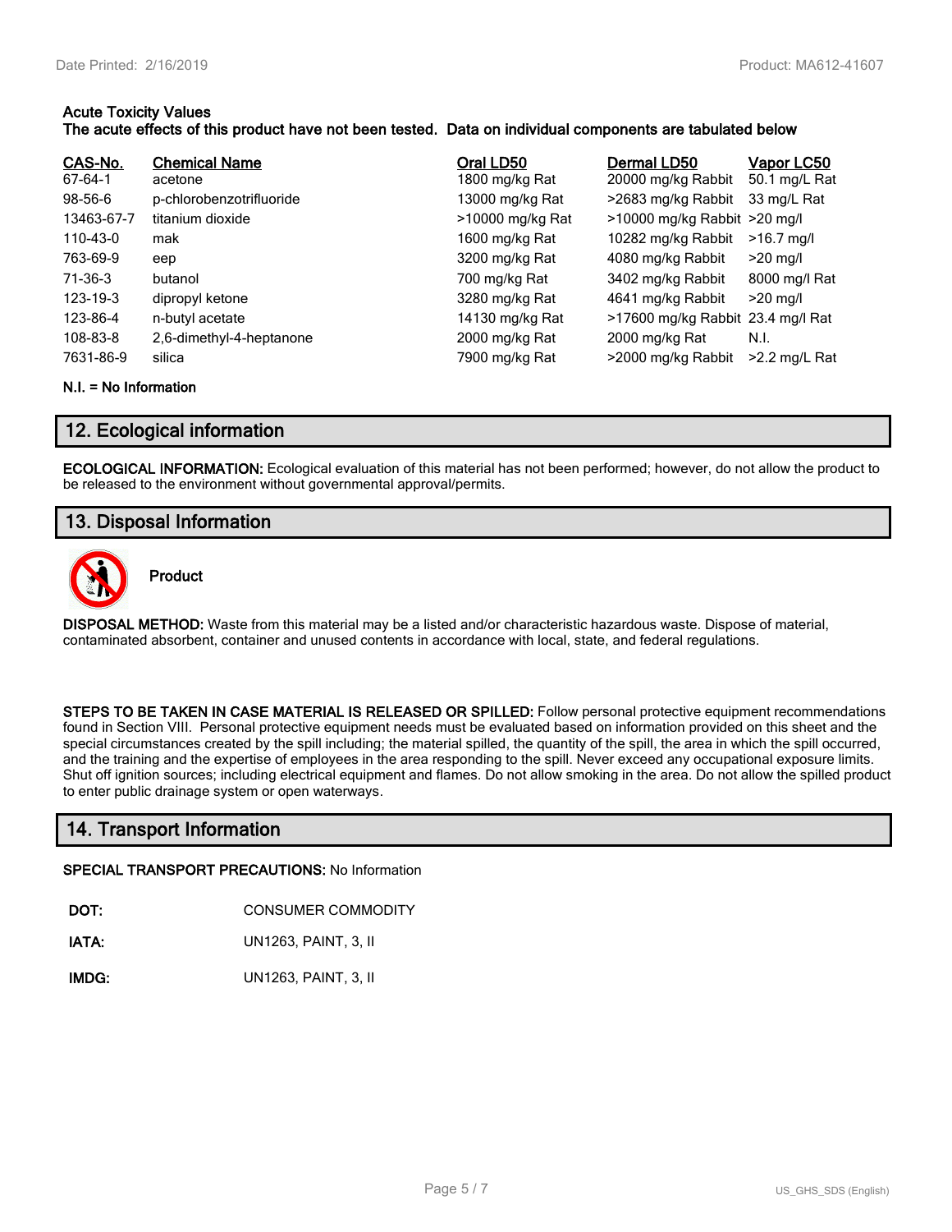**Acute Toxicity Values**
**The acute effects of this product have not been tested. Data on individual components are tabulated below**

| CAS-No. | Chemical Name | Oral LD50 | Dermal LD50 | Vapor LC50 |
|---|---|---|---|---|
| 67-64-1 | acetone | 1800 mg/kg Rat | 20000 mg/kg Rabbit | 50.1 mg/L Rat |
| 98-56-6 | p-chlorobenzotrifluoride | 13000 mg/kg Rat | >2683 mg/kg Rabbit | 33 mg/L Rat |
| 13463-67-7 | titanium dioxide | >10000 mg/kg Rat | >10000 mg/kg Rabbit | >20 mg/l |
| 110-43-0 | mak | 1600 mg/kg Rat | 10282 mg/kg Rabbit | >16.7 mg/l |
| 763-69-9 | eep | 3200 mg/kg Rat | 4080 mg/kg Rabbit | >20 mg/l |
| 71-36-3 | butanol | 700 mg/kg Rat | 3402 mg/kg Rabbit | 8000 mg/l Rat |
| 123-19-3 | dipropyl ketone | 3280 mg/kg Rat | 4641 mg/kg Rabbit | >20 mg/l |
| 123-86-4 | n-butyl acetate | 14130 mg/kg Rat | >17600 mg/kg Rabbit | 23.4 mg/l Rat |
| 108-83-8 | 2,6-dimethyl-4-heptanone | 2000 mg/kg Rat | 2000 mg/kg Rat | N.I. |
| 7631-86-9 | silica | 7900 mg/kg Rat | >2000 mg/kg Rabbit | >2.2 mg/L Rat |

**N.I. = No Information**

## 12. Ecological information

**ECOLOGICAL INFORMATION:** Ecological evaluation of this material has not been performed; however, do not allow the product to be released to the environment without governmental approval/permits.

## 13. Disposal Information

**Product**

**DISPOSAL METHOD:** Waste from this material may be a listed and/or characteristic hazardous waste. Dispose of material, contaminated absorbent, container and unused contents in accordance with local, state, and federal regulations.

**STEPS TO BE TAKEN IN CASE MATERIAL IS RELEASED OR SPILLED:** Follow personal protective equipment recommendations found in Section VIII. Personal protective equipment needs must be evaluated based on information provided on this sheet and the special circumstances created by the spill including; the material spilled, the quantity of the spill, the area in which the spill occurred, and the training and the expertise of employees in the area responding to the spill. Never exceed any occupational exposure limits. Shut off ignition sources; including electrical equipment and flames. Do not allow smoking in the area. Do not allow the spilled product to enter public drainage system or open waterways.

## 14. Transport Information

**SPECIAL TRANSPORT PRECAUTIONS:** No Information

**DOT:** CONSUMER COMMODITY

**IATA:** UN1263, PAINT, 3, II

**IMDG:** UN1263, PAINT, 3, II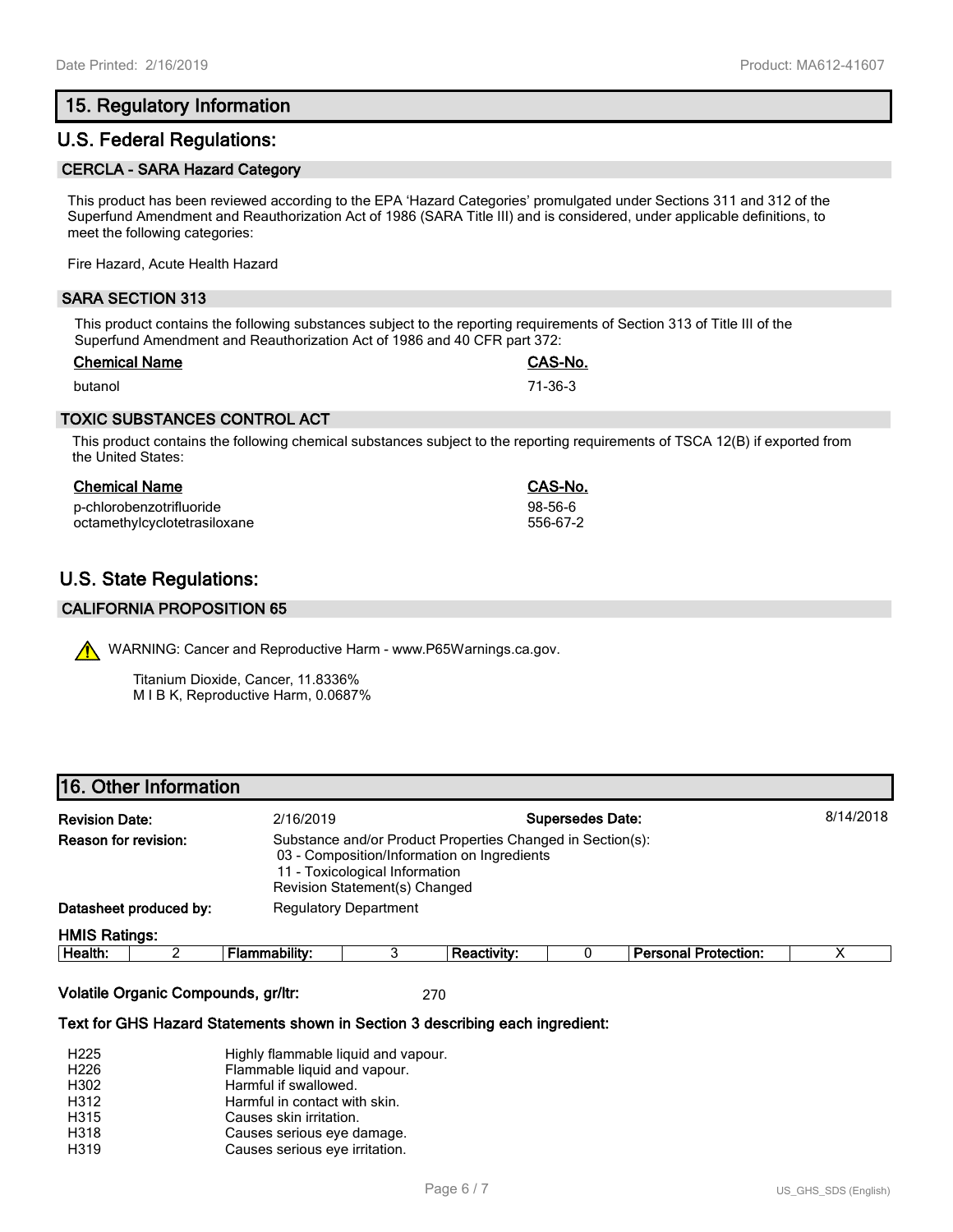## 15. Regulatory Information

## U.S. Federal Regulations:

### CERCLA - SARA Hazard Category

This product has been reviewed according to the EPA 'Hazard Categories' promulgated under Sections 311 and 312 of the Superfund Amendment and Reauthorization Act of 1986 (SARA Title III) and is considered, under applicable definitions, to meet the following categories:

Fire Hazard, Acute Health Hazard

### SARA SECTION 313

This product contains the following substances subject to the reporting requirements of Section 313 of Title III of the Superfund Amendment and Reauthorization Act of 1986 and 40 CFR part 372:

| Chemical Name | CAS-No. |
|---|---|
| butanol | 71-36-3 |

### TOXIC SUBSTANCES CONTROL ACT

This product contains the following chemical substances subject to the reporting requirements of TSCA 12(B) if exported from the United States:

| Chemical Name | CAS-No. |
|---|---|
| p-chlorobenzotrifluoride | 98-56-6 |
| octamethylcyclotetrasiloxane | 556-67-2 |

## U.S. State Regulations:

### CALIFORNIA PROPOSITION 65

WARNING: Cancer and Reproductive Harm - www.P65Warnings.ca.gov.

Titanium Dioxide, Cancer, 11.8336%
M I B K, Reproductive Harm, 0.0687%

## 16. Other Information

**Revision Date:** 2/16/2019 **Supersedes Date:** 8/14/2018

**Reason for revision:** Substance and/or Product Properties Changed in Section(s):
03 - Composition/Information on Ingredients
11 - Toxicological Information
Revision Statement(s) Changed

**Datasheet produced by:** Regulatory Department

**HMIS Ratings:**

| Health: | 2 | Flammability: | 3 | Reactivity: | 0 | Personal Protection: | X |
|---|---|---|---|---|---|---|---|

**Volatile Organic Compounds, gr/ltr:** 270

**Text for GHS Hazard Statements shown in Section 3 describing each ingredient:**

| | |
|---|---|
| H225 | Highly flammable liquid and vapour. |
| H226 | Flammable liquid and vapour. |
| H302 | Harmful if swallowed. |
| H312 | Harmful in contact with skin. |
| H315 | Causes skin irritation. |
| H318 | Causes serious eye damage. |
| H319 | Causes serious eye irritation. |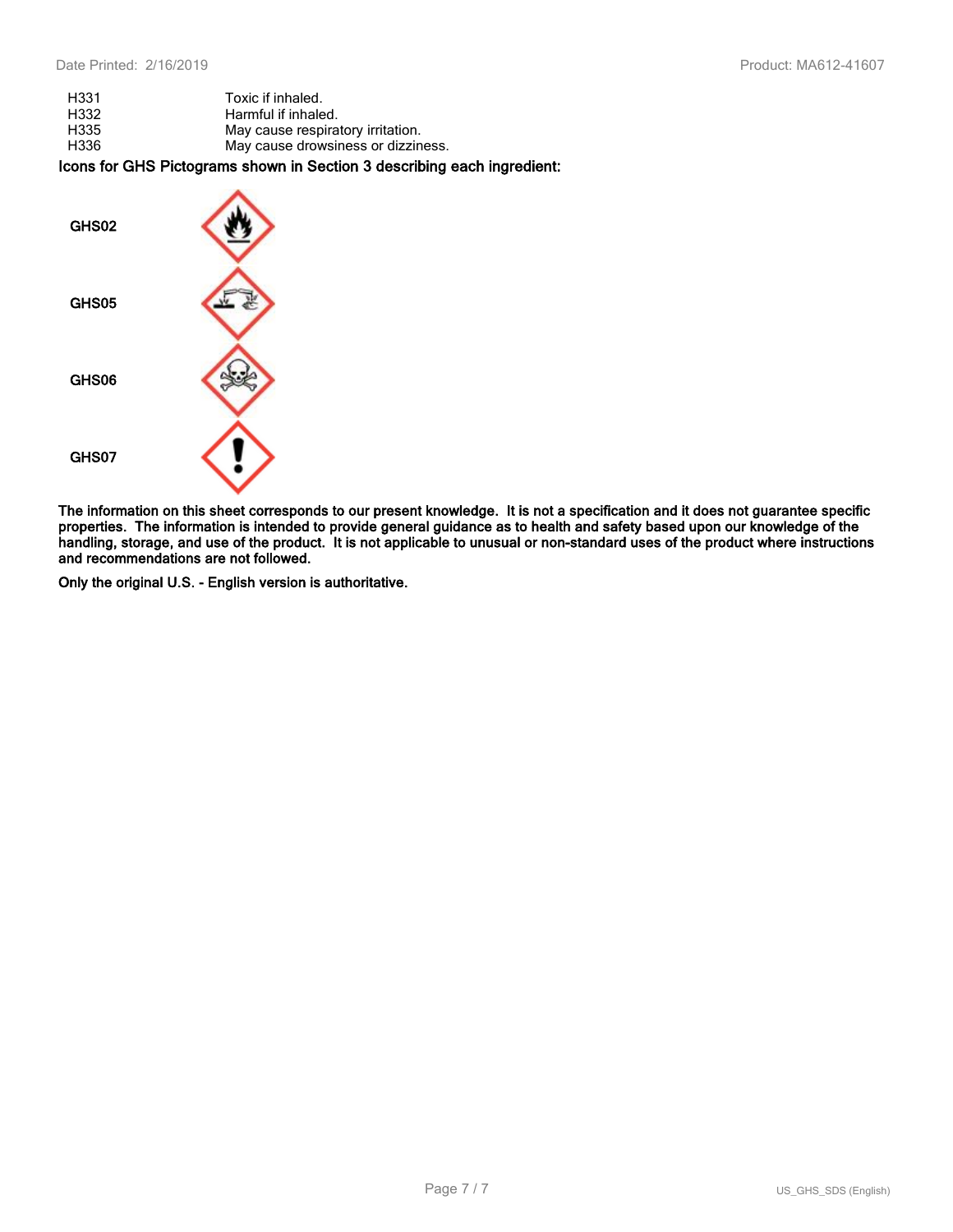| | |
|---|---|
| H331 | Toxic if inhaled. |
| H332 | Harmful if inhaled. |
| H335 | May cause respiratory irritation. |
| H336 | May cause drowsiness or dizziness. |

**Icons for GHS Pictograms shown in Section 3 describing each ingredient:**

GHS02

GHS05

GHS06

GHS07

**The information on this sheet corresponds to our present knowledge. It is not a specification and it does not guarantee specific properties. The information is intended to provide general guidance as to health and safety based upon our knowledge of the handling, storage, and use of the product. It is not applicable to unusual or non-standard uses of the product where instructions and recommendations are not followed.**

**Only the original U.S. - English version is authoritative.**